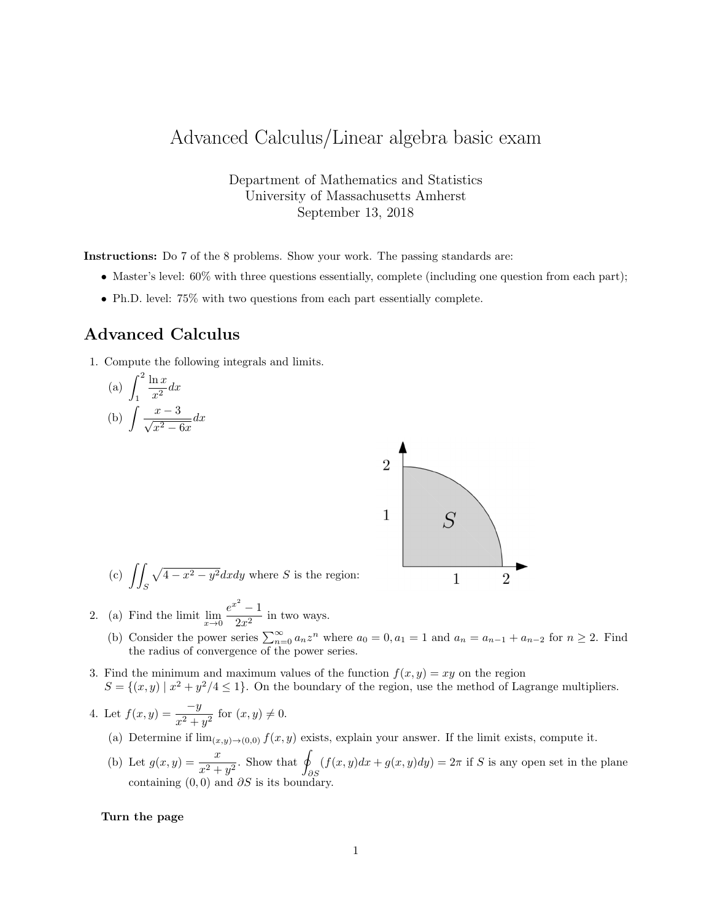# Advanced Calculus/Linear algebra basic exam

Department of Mathematics and Statistics
University of Massachusetts Amherst
September 13, 2018

**Instructions:** Do 7 of the 8 problems. Show your work. The passing standards are:

- Master's level: 60% with three questions essentially, complete (including one question from each part);
- Ph.D. level: 75% with two questions from each part essentially complete.

## Advanced Calculus

1. Compute the following integrals and limits.

   (a) $\displaystyle\int_1^2 \frac{\ln x}{x^2} dx$

   (b) $\displaystyle\int \frac{x-3}{\sqrt{x^2-6x}} dx$

   (c) $\displaystyle\iint_S \sqrt{4-x^2-y^2}\,dxdy$ where $S$ is the region:

2. (a) Find the limit $\displaystyle\lim_{x\to 0} \frac{e^{x^2}-1}{2x^2}$ in two ways.

   (b) Consider the power series $\sum_{n=0}^{\infty} a_n z^n$ where $a_0 = 0, a_1 = 1$ and $a_n = a_{n-1} + a_{n-2}$ for $n \geq 2$. Find the radius of convergence of the power series.

3. Find the minimum and maximum values of the function $f(x, y) = xy$ on the region $S = \{(x, y) \mid x^2 + y^2/4 \leq 1\}$. On the boundary of the region, use the method of Lagrange multipliers.

4. Let $f(x, y) = \dfrac{-y}{x^2 + y^2}$ for $(x, y) \neq 0$.

   (a) Determine if $\lim_{(x,y)\to(0,0)} f(x, y)$ exists, explain your answer. If the limit exists, compute it.

   (b) Let $g(x, y) = \dfrac{x}{x^2 + y^2}$. Show that $\displaystyle\oint_{\partial S} (f(x, y)dx + g(x, y)dy) = 2\pi$ if $S$ is any open set in the plane containing $(0, 0)$ and $\partial S$ is its boundary.

**Turn the page**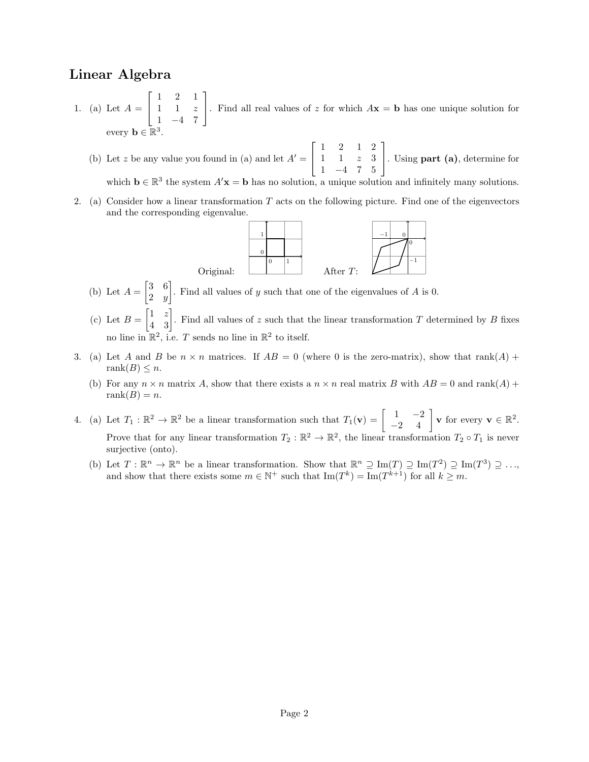# Linear Algebra

1. (a) Let $A = \begin{bmatrix} 1 & 2 & 1 \\ 1 & 1 & z \\ 1 & -4 & 7 \end{bmatrix}$. Find all real values of $z$ for which $A\mathbf{x} = \mathbf{b}$ has one unique solution for every $\mathbf{b} \in \mathbb{R}^3$.

   (b) Let $z$ be any value you found in (a) and let $A' = \begin{bmatrix} 1 & 2 & 1 & 2 \\ 1 & 1 & z & 3 \\ 1 & -4 & 7 & 5 \end{bmatrix}$. Using **part (a)**, determine for which $\mathbf{b} \in \mathbb{R}^3$ the system $A'\mathbf{x} = \mathbf{b}$ has no solution, a unique solution and infinitely many solutions.

2. (a) Consider how a linear transformation $T$ acts on the following picture. Find one of the eigenvectors and the corresponding eigenvalue.

   Original:

   1
   0
   0
   1

   After $T$:

   −1
   0
   0
   −1

   (b) Let $A = \begin{bmatrix} 3 & 6 \\ 2 & y \end{bmatrix}$. Find all values of $y$ such that one of the eigenvalues of $A$ is 0.

   (c) Let $B = \begin{bmatrix} 1 & z \\ 4 & 3 \end{bmatrix}$. Find all values of $z$ such that the linear transformation $T$ determined by $B$ fixes no line in $\mathbb{R}^2$, i.e. $T$ sends no line in $\mathbb{R}^2$ to itself.

3. (a) Let $A$ and $B$ be $n \times n$ matrices. If $AB = 0$ (where 0 is the zero-matrix), show that $\text{rank}(A) + \text{rank}(B) \leq n$.

   (b) For any $n \times n$ matrix $A$, show that there exists a $n \times n$ real matrix $B$ with $AB = 0$ and $\text{rank}(A) + \text{rank}(B) = n$.

4. (a) Let $T_1 : \mathbb{R}^2 \to \mathbb{R}^2$ be a linear transformation such that $T_1(\mathbf{v}) = \begin{bmatrix} 1 & -2 \\ -2 & 4 \end{bmatrix} \mathbf{v}$ for every $\mathbf{v} \in \mathbb{R}^2$. Prove that for any linear transformation $T_2 : \mathbb{R}^2 \to \mathbb{R}^2$, the linear transformation $T_2 \circ T_1$ is never surjective (onto).

   (b) Let $T : \mathbb{R}^n \to \mathbb{R}^n$ be a linear transformation. Show that $\mathbb{R}^n \supseteq \text{Im}(T) \supseteq \text{Im}(T^2) \supseteq \text{Im}(T^3) \supseteq \ldots$, and show that there exists some $m \in \mathbb{N}^+$ such that $\text{Im}(T^k) = \text{Im}(T^{k+1})$ for all $k \geq m$.